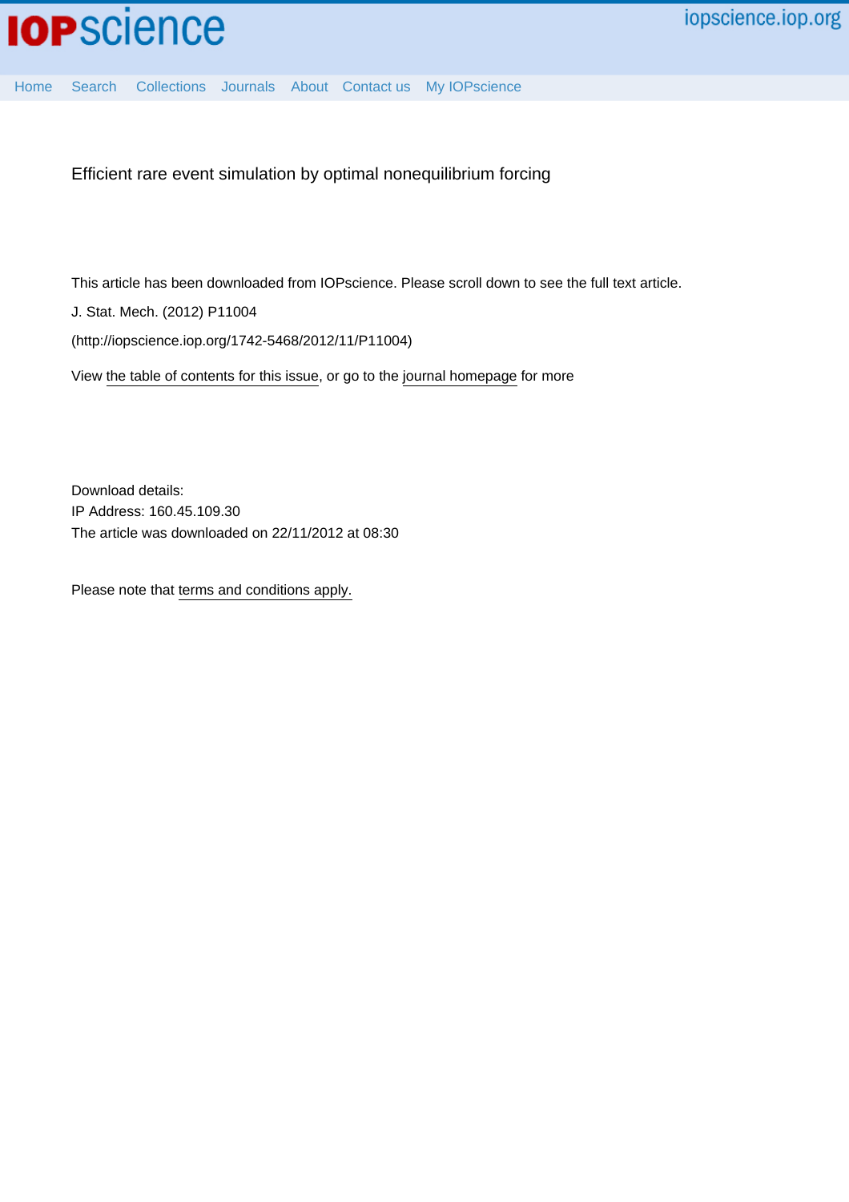Efficient rare event simulation by optimal nonequilibrium forcing

This article has been downloaded from IOPscience. Please scroll down to see the full text article.

J. Stat. Mech. (2012) P11004

(http://iopscience.iop.org/1742-5468/2012/11/P11004)

View the table of contents for this issue, or go to the journal homepage for more

Download details:
IP Address: 160.45.109.30
The article was downloaded on 22/11/2012 at 08:30

Please note that terms and conditions apply.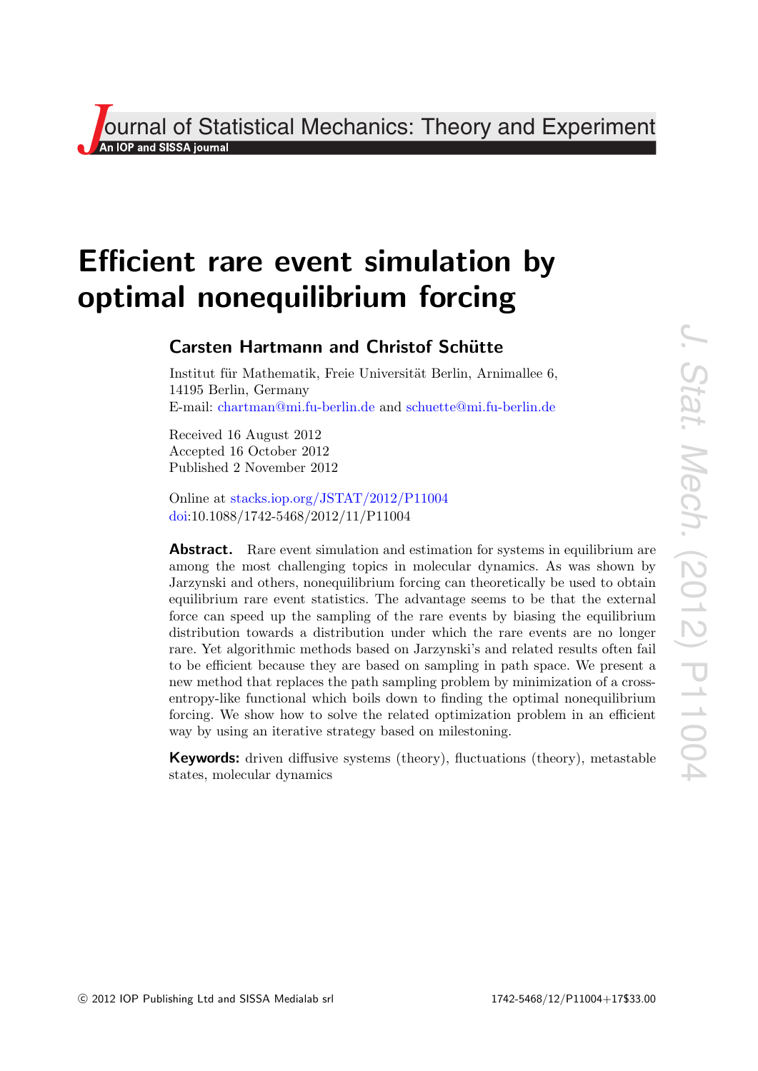# Efficient rare event simulation by optimal nonequilibrium forcing

## Carsten Hartmann and Christof Schütte

Institut für Mathematik, Freie Universität Berlin, Arnimallee 6, 14195 Berlin, Germany
E-mail: chartman@mi.fu-berlin.de and schuette@mi.fu-berlin.de

Received 16 August 2012
Accepted 16 October 2012
Published 2 November 2012

Online at stacks.iop.org/JSTAT/2012/P11004
doi:10.1088/1742-5468/2012/11/P11004

**Abstract.** Rare event simulation and estimation for systems in equilibrium are among the most challenging topics in molecular dynamics. As was shown by Jarzynski and others, nonequilibrium forcing can theoretically be used to obtain equilibrium rare event statistics. The advantage seems to be that the external force can speed up the sampling of the rare events by biasing the equilibrium distribution towards a distribution under which the rare events are no longer rare. Yet algorithmic methods based on Jarzynski's and related results often fail to be efficient because they are based on sampling in path space. We present a new method that replaces the path sampling problem by minimization of a cross-entropy-like functional which boils down to finding the optimal nonequilibrium forcing. We show how to solve the related optimization problem in an efficient way by using an iterative strategy based on milestoning.

**Keywords:** driven diffusive systems (theory), fluctuations (theory), metastable states, molecular dynamics

© 2012 IOP Publishing Ltd and SISSA Medialab srl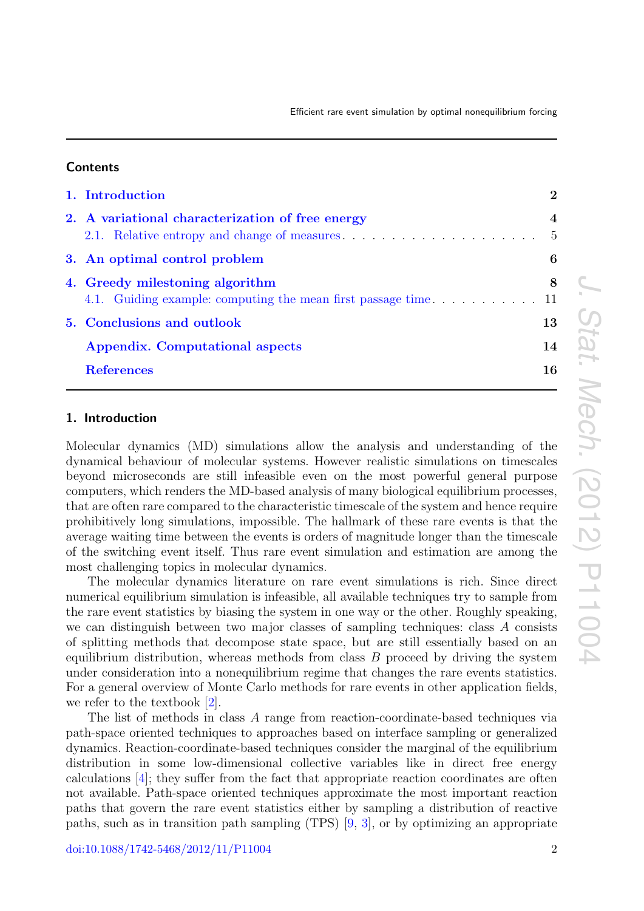## Contents

1. Introduction — 2
2. A variational characterization of free energy — 4
   - 2.1. Relative entropy and change of measures — 5
3. An optimal control problem — 6
4. Greedy milestoning algorithm — 8
   - 4.1. Guiding example: computing the mean first passage time — 11
5. Conclusions and outlook — 13

Appendix. Computational aspects — 14

References — 16

## 1. Introduction

Molecular dynamics (MD) simulations allow the analysis and understanding of the dynamical behaviour of molecular systems. However realistic simulations on timescales beyond microseconds are still infeasible even on the most powerful general purpose computers, which renders the MD-based analysis of many biological equilibrium processes, that are often rare compared to the characteristic timescale of the system and hence require prohibitively long simulations, impossible. The hallmark of these rare events is that the average waiting time between the events is orders of magnitude longer than the timescale of the switching event itself. Thus rare event simulation and estimation are among the most challenging topics in molecular dynamics.

The molecular dynamics literature on rare event simulations is rich. Since direct numerical equilibrium simulation is infeasible, all available techniques try to sample from the rare event statistics by biasing the system in one way or the other. Roughly speaking, we can distinguish between two major classes of sampling techniques: class $A$ consists of splitting methods that decompose state space, but are still essentially based on an equilibrium distribution, whereas methods from class $B$ proceed by driving the system under consideration into a nonequilibrium regime that changes the rare events statistics. For a general overview of Monte Carlo methods for rare events in other application fields, we refer to the textbook [2].

The list of methods in class $A$ range from reaction-coordinate-based techniques via path-space oriented techniques to approaches based on interface sampling or generalized dynamics. Reaction-coordinate-based techniques consider the marginal of the equilibrium distribution in some low-dimensional collective variables like in direct free energy calculations [4]; they suffer from the fact that appropriate reaction coordinates are often not available. Path-space oriented techniques approximate the most important reaction paths that govern the rare event statistics either by sampling a distribution of reactive paths, such as in transition path sampling (TPS) [9, 3], or by optimizing an appropriate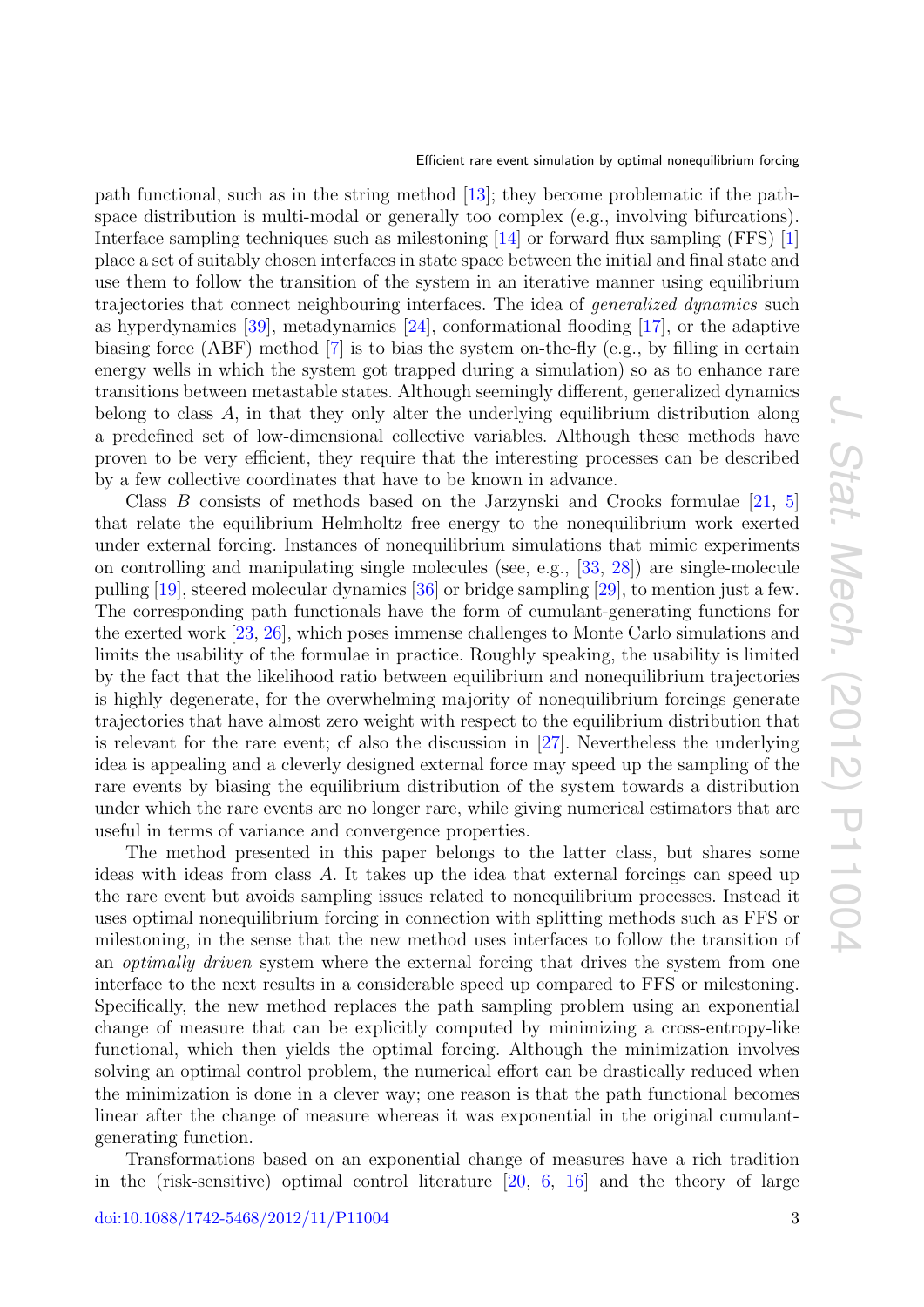path functional, such as in the string method [13]; they become problematic if the path-space distribution is multi-modal or generally too complex (e.g., involving bifurcations). Interface sampling techniques such as milestoning [14] or forward flux sampling (FFS) [1] place a set of suitably chosen interfaces in state space between the initial and final state and use them to follow the transition of the system in an iterative manner using equilibrium trajectories that connect neighbouring interfaces. The idea of *generalized dynamics* such as hyperdynamics [39], metadynamics [24], conformational flooding [17], or the adaptive biasing force (ABF) method [7] is to bias the system on-the-fly (e.g., by filling in certain energy wells in which the system got trapped during a simulation) so as to enhance rare transitions between metastable states. Although seemingly different, generalized dynamics belong to class $A$, in that they only alter the underlying equilibrium distribution along a predefined set of low-dimensional collective variables. Although these methods have proven to be very efficient, they require that the interesting processes can be described by a few collective coordinates that have to be known in advance.

Class $B$ consists of methods based on the Jarzynski and Crooks formulae [21, 5] that relate the equilibrium Helmholtz free energy to the nonequilibrium work exerted under external forcing. Instances of nonequilibrium simulations that mimic experiments on controlling and manipulating single molecules (see, e.g., [33, 28]) are single-molecule pulling [19], steered molecular dynamics [36] or bridge sampling [29], to mention just a few. The corresponding path functionals have the form of cumulant-generating functions for the exerted work [23, 26], which poses immense challenges to Monte Carlo simulations and limits the usability of the formulae in practice. Roughly speaking, the usability is limited by the fact that the likelihood ratio between equilibrium and nonequilibrium trajectories is highly degenerate, for the overwhelming majority of nonequilibrium forcings generate trajectories that have almost zero weight with respect to the equilibrium distribution that is relevant for the rare event; cf also the discussion in [27]. Nevertheless the underlying idea is appealing and a cleverly designed external force may speed up the sampling of the rare events by biasing the equilibrium distribution of the system towards a distribution under which the rare events are no longer rare, while giving numerical estimators that are useful in terms of variance and convergence properties.

The method presented in this paper belongs to the latter class, but shares some ideas with ideas from class $A$. It takes up the idea that external forcings can speed up the rare event but avoids sampling issues related to nonequilibrium processes. Instead it uses optimal nonequilibrium forcing in connection with splitting methods such as FFS or milestoning, in the sense that the new method uses interfaces to follow the transition of an *optimally driven* system where the external forcing that drives the system from one interface to the next results in a considerable speed up compared to FFS or milestoning. Specifically, the new method replaces the path sampling problem using an exponential change of measure that can be explicitly computed by minimizing a cross-entropy-like functional, which then yields the optimal forcing. Although the minimization involves solving an optimal control problem, the numerical effort can be drastically reduced when the minimization is done in a clever way; one reason is that the path functional becomes linear after the change of measure whereas it was exponential in the original cumulant-generating function.

Transformations based on an exponential change of measures have a rich tradition in the (risk-sensitive) optimal control literature [20, 6, 16] and the theory of large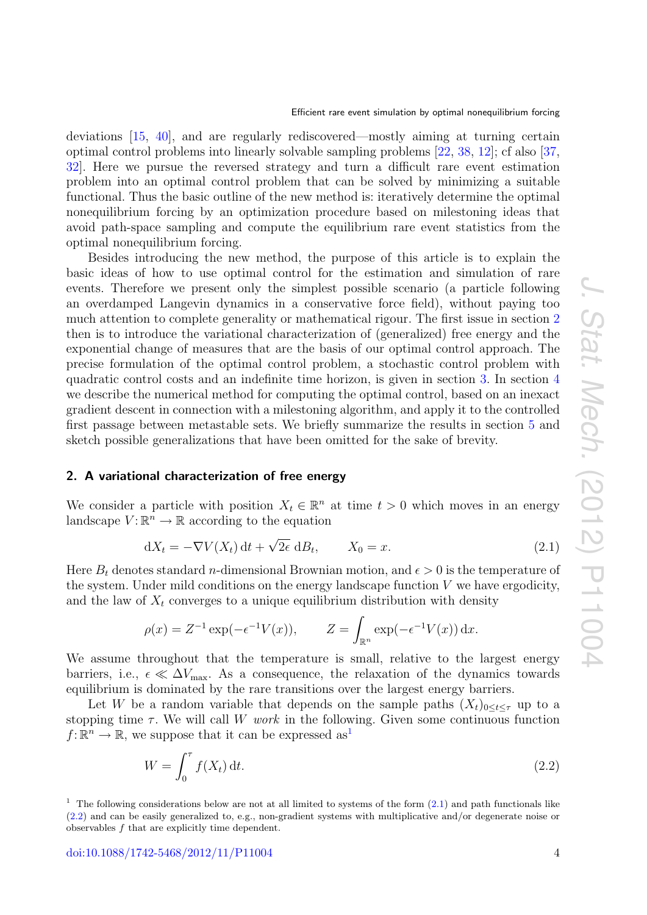deviations [15, 40], and are regularly rediscovered—mostly aiming at turning certain optimal control problems into linearly solvable sampling problems [22, 38, 12]; cf also [37, 32]. Here we pursue the reversed strategy and turn a difficult rare event estimation problem into an optimal control problem that can be solved by minimizing a suitable functional. Thus the basic outline of the new method is: iteratively determine the optimal nonequilibrium forcing by an optimization procedure based on milestoning ideas that avoid path-space sampling and compute the equilibrium rare event statistics from the optimal nonequilibrium forcing.

Besides introducing the new method, the purpose of this article is to explain the basic ideas of how to use optimal control for the estimation and simulation of rare events. Therefore we present only the simplest possible scenario (a particle following an overdamped Langevin dynamics in a conservative force field), without paying too much attention to complete generality or mathematical rigour. The first issue in section 2 then is to introduce the variational characterization of (generalized) free energy and the exponential change of measures that are the basis of our optimal control approach. The precise formulation of the optimal control problem, a stochastic control problem with quadratic control costs and an indefinite time horizon, is given in section 3. In section 4 we describe the numerical method for computing the optimal control, based on an inexact gradient descent in connection with a milestoning algorithm, and apply it to the controlled first passage between metastable sets. We briefly summarize the results in section 5 and sketch possible generalizations that have been omitted for the sake of brevity.

## 2. A variational characterization of free energy

We consider a particle with position $X_t \in \mathbb{R}^n$ at time $t > 0$ which moves in an energy landscape $V\colon \mathbb{R}^n \to \mathbb{R}$ according to the equation

$$dX_t = -\nabla V(X_t)\,dt + \sqrt{2\epsilon}\,dB_t, \qquad X_0 = x. \tag{2.1}$$

Here $B_t$ denotes standard $n$-dimensional Brownian motion, and $\epsilon > 0$ is the temperature of the system. Under mild conditions on the energy landscape function $V$ we have ergodicity, and the law of $X_t$ converges to a unique equilibrium distribution with density

$$\rho(x) = Z^{-1}\exp(-\epsilon^{-1}V(x)), \qquad Z = \int_{\mathbb{R}^n} \exp(-\epsilon^{-1}V(x))\,dx.$$

We assume throughout that the temperature is small, relative to the largest energy barriers, i.e., $\epsilon \ll \Delta V_{\max}$. As a consequence, the relaxation of the dynamics towards equilibrium is dominated by the rare transitions over the largest energy barriers.

Let $W$ be a random variable that depends on the sample paths $(X_t)_{0\le t\le \tau}$ up to a stopping time $\tau$. We will call $W$ *work* in the following. Given some continuous function $f\colon \mathbb{R}^n \to \mathbb{R}$, we suppose that it can be expressed as[1]

$$W = \int_0^\tau f(X_t)\,dt. \tag{2.2}$$

[1] The following considerations below are not at all limited to systems of the form (2.1) and path functionals like (2.2) and can be easily generalized to, e.g., non-gradient systems with multiplicative and/or degenerate noise or observables $f$ that are explicitly time dependent.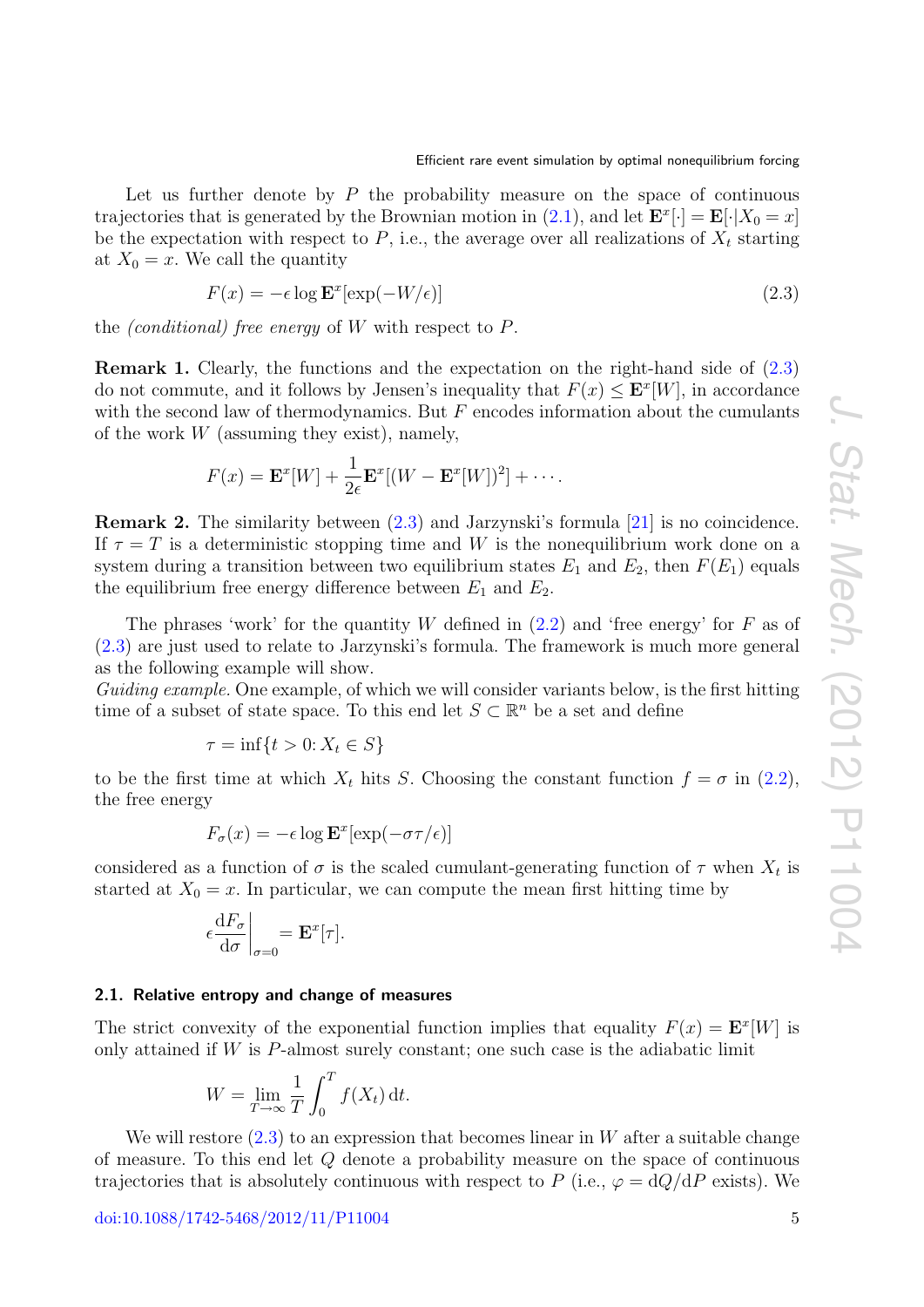Let us further denote by $P$ the probability measure on the space of continuous trajectories that is generated by the Brownian motion in (2.1), and let $\mathbf{E}^x[\cdot] = \mathbf{E}[\cdot|X_0 = x]$ be the expectation with respect to $P$, i.e., the average over all realizations of $X_t$ starting at $X_0 = x$. We call the quantity

$$F(x) = -\epsilon \log \mathbf{E}^x[\exp(-W/\epsilon)] \tag{2.3}$$

the *(conditional) free energy* of $W$ with respect to $P$.

**Remark 1.** Clearly, the functions and the expectation on the right-hand side of (2.3) do not commute, and it follows by Jensen's inequality that $F(x) \leq \mathbf{E}^x[W]$, in accordance with the second law of thermodynamics. But $F$ encodes information about the cumulants of the work $W$ (assuming they exist), namely,

$$F(x) = \mathbf{E}^x[W] + \frac{1}{2\epsilon}\mathbf{E}^x[(W - \mathbf{E}^x[W])^2] + \cdots.$$

**Remark 2.** The similarity between (2.3) and Jarzynski's formula [21] is no coincidence. If $\tau = T$ is a deterministic stopping time and $W$ is the nonequilibrium work done on a system during a transition between two equilibrium states $E_1$ and $E_2$, then $F(E_1)$ equals the equilibrium free energy difference between $E_1$ and $E_2$.

The phrases 'work' for the quantity $W$ defined in (2.2) and 'free energy' for $F$ as of (2.3) are just used to relate to Jarzynski's formula. The framework is much more general as the following example will show.

*Guiding example.* One example, of which we will consider variants below, is the first hitting time of a subset of state space. To this end let $S \subset \mathbb{R}^n$ be a set and define

$$\tau = \inf\{t > 0 \colon X_t \in S\}$$

to be the first time at which $X_t$ hits $S$. Choosing the constant function $f = \sigma$ in (2.2), the free energy

$$F_\sigma(x) = -\epsilon \log \mathbf{E}^x[\exp(-\sigma\tau/\epsilon)]$$

considered as a function of $\sigma$ is the scaled cumulant-generating function of $\tau$ when $X_t$ is started at $X_0 = x$. In particular, we can compute the mean first hitting time by

$$\epsilon \left.\frac{\mathrm{d}F_\sigma}{\mathrm{d}\sigma}\right|_{\sigma=0} = \mathbf{E}^x[\tau].$$

### 2.1. Relative entropy and change of measures

The strict convexity of the exponential function implies that equality $F(x) = \mathbf{E}^x[W]$ is only attained if $W$ is $P$-almost surely constant; one such case is the adiabatic limit

$$W = \lim_{T\to\infty} \frac{1}{T}\int_0^T f(X_t)\,\mathrm{d}t.$$

We will restore (2.3) to an expression that becomes linear in $W$ after a suitable change of measure. To this end let $Q$ denote a probability measure on the space of continuous trajectories that is absolutely continuous with respect to $P$ (i.e., $\varphi = \mathrm{d}Q/\mathrm{d}P$ exists). We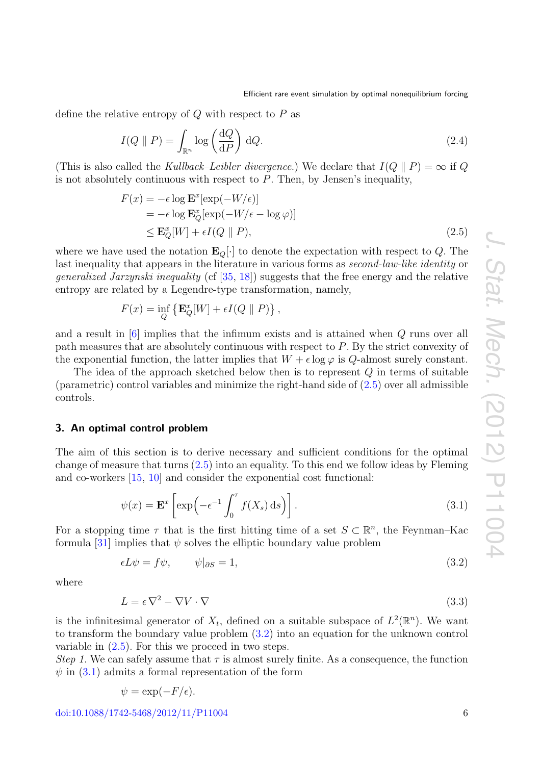define the relative entropy of $Q$ with respect to $P$ as

$$I(Q \parallel P) = \int_{\mathbb{R}^n} \log\left(\frac{\mathrm{d}Q}{\mathrm{d}P}\right) \mathrm{d}Q. \tag{2.4}$$

(This is also called the *Kullback–Leibler divergence*.) We declare that $I(Q \parallel P) = \infty$ if $Q$ is not absolutely continuous with respect to $P$. Then, by Jensen's inequality,

$$\begin{aligned} F(x) &= -\epsilon \log \mathbf{E}^x[\exp(-W/\epsilon)] \\ &= -\epsilon \log \mathbf{E}^x_Q[\exp(-W/\epsilon - \log\varphi)] \\ &\le \mathbf{E}^x_Q[W] + \epsilon I(Q \parallel P), \end{aligned} \tag{2.5}$$

where we have used the notation $\mathbf{E}_Q[\cdot]$ to denote the expectation with respect to $Q$. The last inequality that appears in the literature in various forms as *second-law-like identity* or *generalized Jarzynski inequality* (cf [35, 18]) suggests that the free energy and the relative entropy are related by a Legendre-type transformation, namely,

$$F(x) = \inf_Q \left\{ \mathbf{E}^x_Q[W] + \epsilon I(Q \parallel P) \right\},$$

and a result in [6] implies that the infimum exists and is attained when $Q$ runs over all path measures that are absolutely continuous with respect to $P$. By the strict convexity of the exponential function, the latter implies that $W + \epsilon \log\varphi$ is $Q$-almost surely constant.

The idea of the approach sketched below then is to represent $Q$ in terms of suitable (parametric) control variables and minimize the right-hand side of (2.5) over all admissible controls.

## 3. An optimal control problem

The aim of this section is to derive necessary and sufficient conditions for the optimal change of measure that turns (2.5) into an equality. To this end we follow ideas by Fleming and co-workers [15, 10] and consider the exponential cost functional:

$$\psi(x) = \mathbf{E}^x\left[\exp\left(-\epsilon^{-1}\int_0^\tau f(X_s)\,\mathrm{d}s\right)\right]. \tag{3.1}$$

For a stopping time $\tau$ that is the first hitting time of a set $S \subset \mathbb{R}^n$, the Feynman–Kac formula [31] implies that $\psi$ solves the elliptic boundary value problem

$$\epsilon L\psi = f\psi, \qquad \psi|_{\partial S} = 1, \tag{3.2}$$

where

$$L = \epsilon\,\nabla^2 - \nabla V \cdot \nabla \tag{3.3}$$

is the infinitesimal generator of $X_t$, defined on a suitable subspace of $L^2(\mathbb{R}^n)$. We want to transform the boundary value problem (3.2) into an equation for the unknown control variable in (2.5). For this we proceed in two steps.

*Step 1.* We can safely assume that $\tau$ is almost surely finite. As a consequence, the function $\psi$ in (3.1) admits a formal representation of the form

$$\psi = \exp(-F/\epsilon).$$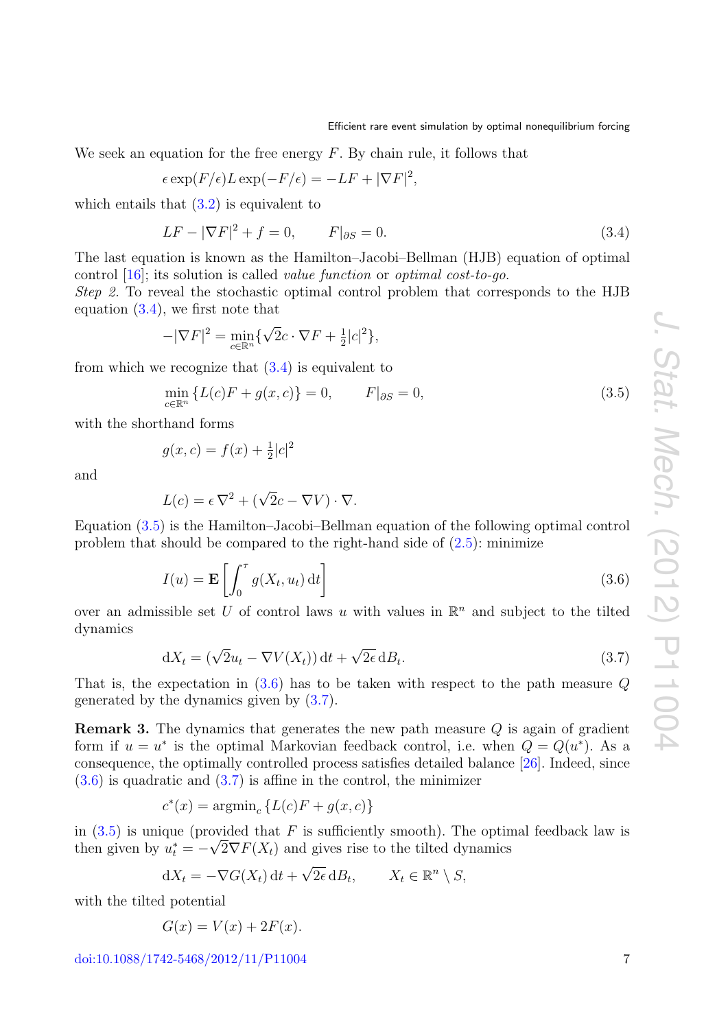We seek an equation for the free energy $F$. By chain rule, it follows that

$$\epsilon \exp(F/\epsilon) L \exp(-F/\epsilon) = -LF + |\nabla F|^2,$$

which entails that (3.2) is equivalent to

$$LF - |\nabla F|^2 + f = 0, \qquad F|_{\partial S} = 0. \tag{3.4}$$

The last equation is known as the Hamilton–Jacobi–Bellman (HJB) equation of optimal control [16]; its solution is called *value function* or *optimal cost-to-go*.

*Step 2.* To reveal the stochastic optimal control problem that corresponds to the HJB equation (3.4), we first note that

$$-|\nabla F|^2 = \min_{c\in\mathbb{R}^n} \{\sqrt{2}c \cdot \nabla F + \tfrac{1}{2}|c|^2\},$$

from which we recognize that (3.4) is equivalent to

$$\min_{c\in\mathbb{R}^n} \{L(c)F + g(x,c)\} = 0, \qquad F|_{\partial S} = 0, \tag{3.5}$$

with the shorthand forms

$$g(x,c) = f(x) + \tfrac{1}{2}|c|^2$$

and

$$L(c) = \epsilon\, \nabla^2 + (\sqrt{2}c - \nabla V) \cdot \nabla.$$

Equation (3.5) is the Hamilton–Jacobi–Bellman equation of the following optimal control problem that should be compared to the right-hand side of (2.5): minimize

$$I(u) = \mathbf{E}\left[\int_0^\tau g(X_t, u_t)\,\mathrm{d}t\right] \tag{3.6}$$

over an admissible set $U$ of control laws $u$ with values in $\mathbb{R}^n$ and subject to the tilted dynamics

$$\mathrm{d}X_t = (\sqrt{2}u_t - \nabla V(X_t))\,\mathrm{d}t + \sqrt{2\epsilon}\,\mathrm{d}B_t. \tag{3.7}$$

That is, the expectation in (3.6) has to be taken with respect to the path measure $Q$ generated by the dynamics given by (3.7).

**Remark 3.** The dynamics that generates the new path measure $Q$ is again of gradient form if $u = u^*$ is the optimal Markovian feedback control, i.e. when $Q = Q(u^*)$. As a consequence, the optimally controlled process satisfies detailed balance [26]. Indeed, since (3.6) is quadratic and (3.7) is affine in the control, the minimizer

$$c^*(x) = \mathrm{argmin}_c \{L(c)F + g(x,c)\}$$

in (3.5) is unique (provided that $F$ is sufficiently smooth). The optimal feedback law is then given by $u_t^* = -\sqrt{2}\nabla F(X_t)$ and gives rise to the tilted dynamics

$$\mathrm{d}X_t = -\nabla G(X_t)\,\mathrm{d}t + \sqrt{2\epsilon}\,\mathrm{d}B_t, \qquad X_t \in \mathbb{R}^n \setminus S,$$

with the tilted potential

$$G(x) = V(x) + 2F(x).$$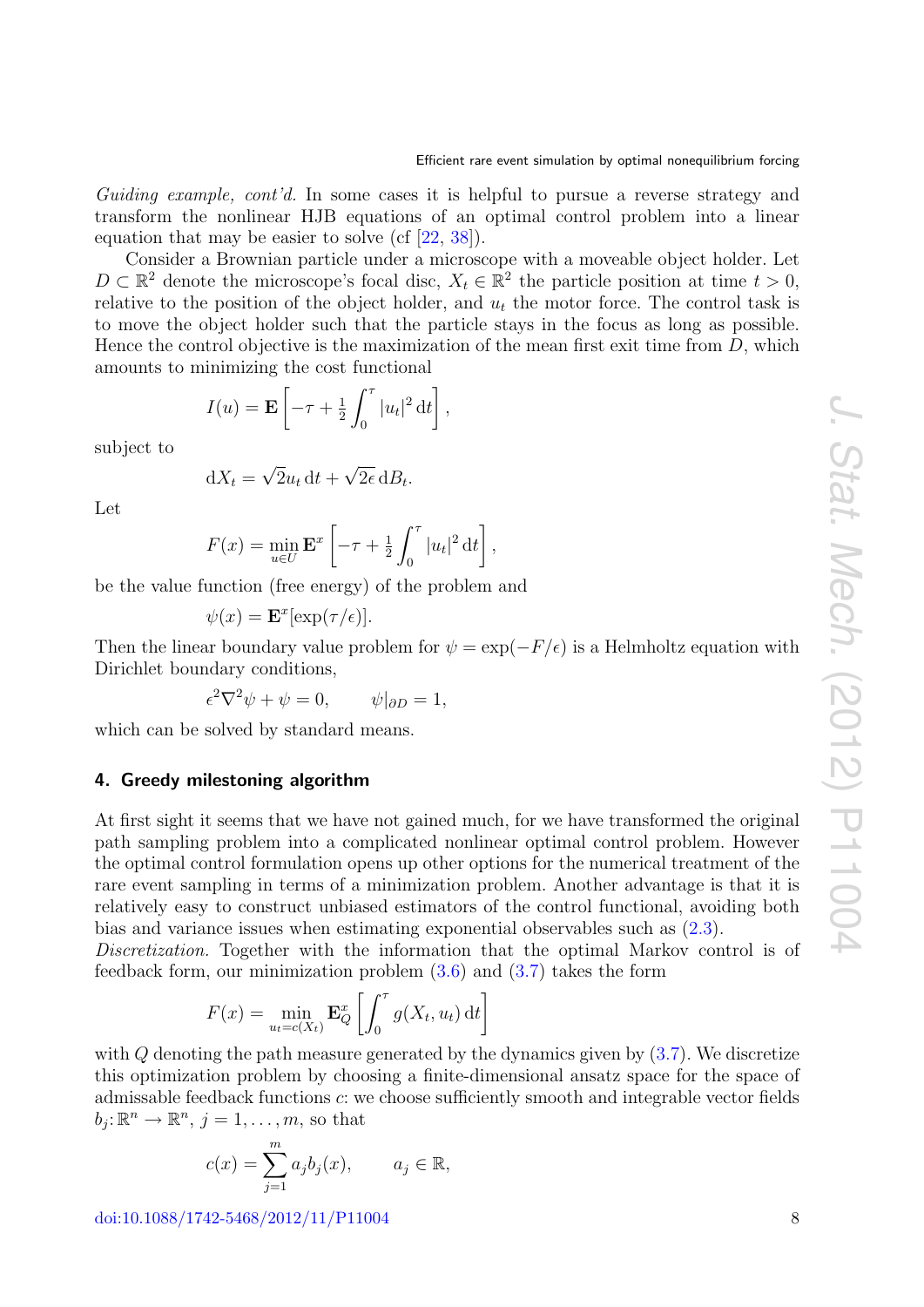*Guiding example, cont'd.* In some cases it is helpful to pursue a reverse strategy and transform the nonlinear HJB equations of an optimal control problem into a linear equation that may be easier to solve (cf [22, 38]).

Consider a Brownian particle under a microscope with a moveable object holder. Let $D \subset \mathbb{R}^2$ denote the microscope's focal disc, $X_t \in \mathbb{R}^2$ the particle position at time $t > 0$, relative to the position of the object holder, and $u_t$ the motor force. The control task is to move the object holder such that the particle stays in the focus as long as possible. Hence the control objective is the maximization of the mean first exit time from $D$, which amounts to minimizing the cost functional

$$I(u) = \mathbf{E}\left[-\tau + \tfrac{1}{2}\int_0^\tau |u_t|^2 \, \mathrm{d}t\right],$$

subject to

$$\mathrm{d}X_t = \sqrt{2}u_t \, \mathrm{d}t + \sqrt{2\epsilon} \, \mathrm{d}B_t.$$

Let

$$F(x) = \min_{u \in U} \mathbf{E}^x\left[-\tau + \tfrac{1}{2}\int_0^\tau |u_t|^2 \, \mathrm{d}t\right],$$

be the value function (free energy) of the problem and

$$\psi(x) = \mathbf{E}^x[\exp(\tau/\epsilon)].$$

Then the linear boundary value problem for $\psi = \exp(-F/\epsilon)$ is a Helmholtz equation with Dirichlet boundary conditions,

$$\epsilon^2 \nabla^2 \psi + \psi = 0, \qquad \psi|_{\partial D} = 1,$$

which can be solved by standard means.

## 4. Greedy milestoning algorithm

At first sight it seems that we have not gained much, for we have transformed the original path sampling problem into a complicated nonlinear optimal control problem. However the optimal control formulation opens up other options for the numerical treatment of the rare event sampling in terms of a minimization problem. Another advantage is that it is relatively easy to construct unbiased estimators of the control functional, avoiding both bias and variance issues when estimating exponential observables such as (2.3).

*Discretization.* Together with the information that the optimal Markov control is of feedback form, our minimization problem (3.6) and (3.7) takes the form

$$F(x) = \min_{u_t = c(X_t)} \mathbf{E}_Q^x\left[\int_0^\tau g(X_t, u_t) \, \mathrm{d}t\right]$$

with $Q$ denoting the path measure generated by the dynamics given by (3.7). We discretize this optimization problem by choosing a finite-dimensional ansatz space for the space of admissable feedback functions $c$: we choose sufficiently smooth and integrable vector fields $b_j\colon \mathbb{R}^n \to \mathbb{R}^n$, $j = 1, \ldots, m$, so that

$$c(x) = \sum_{j=1}^m a_j b_j(x), \qquad a_j \in \mathbb{R},$$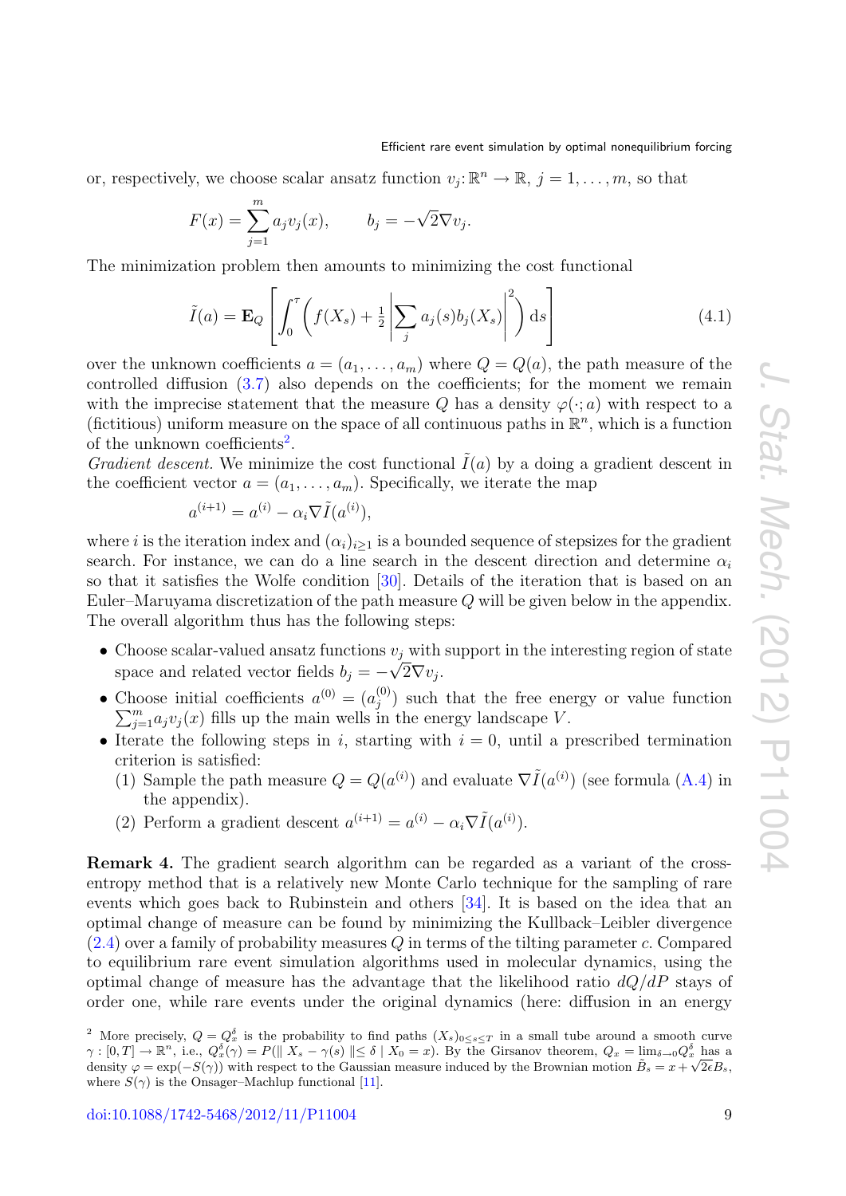or, respectively, we choose scalar ansatz function $v_j\colon \mathbb{R}^n \to \mathbb{R}$, $j = 1, \ldots, m$, so that

$$F(x) = \sum_{j=1}^{m} a_j v_j(x), \qquad b_j = -\sqrt{2}\nabla v_j.$$

The minimization problem then amounts to minimizing the cost functional

$$\tilde{I}(a) = \mathbf{E}_Q \left[ \int_0^\tau \left( f(X_s) + \tfrac{1}{2} \left| \sum_j a_j(s) b_j(X_s) \right|^2 \right) \mathrm{d}s \right] \tag{4.1}$$

over the unknown coefficients $a = (a_1, \ldots, a_m)$ where $Q = Q(a)$, the path measure of the controlled diffusion (3.7) also depends on the coefficients; for the moment we remain with the imprecise statement that the measure $Q$ has a density $\varphi(\cdot; a)$ with respect to a (fictitious) uniform measure on the space of all continuous paths in $\mathbb{R}^n$, which is a function of the unknown coefficients[2].

*Gradient descent.* We minimize the cost functional $\tilde{I}(a)$ by a doing a gradient descent in the coefficient vector $a = (a_1, \ldots, a_m)$. Specifically, we iterate the map

$$a^{(i+1)} = a^{(i)} - \alpha_i \nabla \tilde{I}(a^{(i)}),$$

where $i$ is the iteration index and $(\alpha_i)_{i\geq 1}$ is a bounded sequence of stepsizes for the gradient search. For instance, we can do a line search in the descent direction and determine $\alpha_i$ so that it satisfies the Wolfe condition [30]. Details of the iteration that is based on an Euler–Maruyama discretization of the path measure $Q$ will be given below in the appendix. The overall algorithm thus has the following steps:

- Choose scalar-valued ansatz functions $v_j$ with support in the interesting region of state space and related vector fields $b_j = -\sqrt{2}v_j$.
- Choose initial coefficients $a^{(0)} = (a_j^{(0)})$ such that the free energy or value function $\sum_{j=1}^{m} a_j v_j(x)$ fills up the main wells in the energy landscape $V$.
- Iterate the following steps in $i$, starting with $i = 0$, until a prescribed termination criterion is satisfied:
  1. Sample the path measure $Q = Q(a^{(i)})$ and evaluate $\nabla \tilde{I}(a^{(i)})$ (see formula (A.4) in the appendix).
  2. Perform a gradient descent $a^{(i+1)} = a^{(i)} - \alpha_i \nabla \tilde{I}(a^{(i)})$.

**Remark 4.** The gradient search algorithm can be regarded as a variant of the cross-entropy method that is a relatively new Monte Carlo technique for the sampling of rare events which goes back to Rubinstein and others [34]. It is based on the idea that an optimal change of measure can be found by minimizing the Kullback–Leibler divergence (2.4) over a family of probability measures $Q$ in terms of the tilting parameter $c$. Compared to equilibrium rare event simulation algorithms used in molecular dynamics, using the optimal change of measure has the advantage that the likelihood ratio $dQ/dP$ stays of order one, while rare events under the original dynamics (here: diffusion in an energy

[2] More precisely, $Q = Q_x^\delta$ is the probability to find paths $(X_s)_{0\leq s\leq T}$ in a small tube around a smooth curve $\gamma : [0, T] \to \mathbb{R}^n$, i.e., $Q_x^\delta(\gamma) = P(\| X_s - \gamma(s) \| \leq \delta \mid X_0 = x)$. By the Girsanov theorem, $Q_x = \lim_{\delta\to 0} Q_x^\delta$ has a density $\varphi = \exp(-S(\gamma))$ with respect to the Gaussian measure induced by the Brownian motion $\tilde{B}_s = x + \sqrt{2\epsilon}B_s$, where $S(\gamma)$ is the Onsager–Machlup functional [11].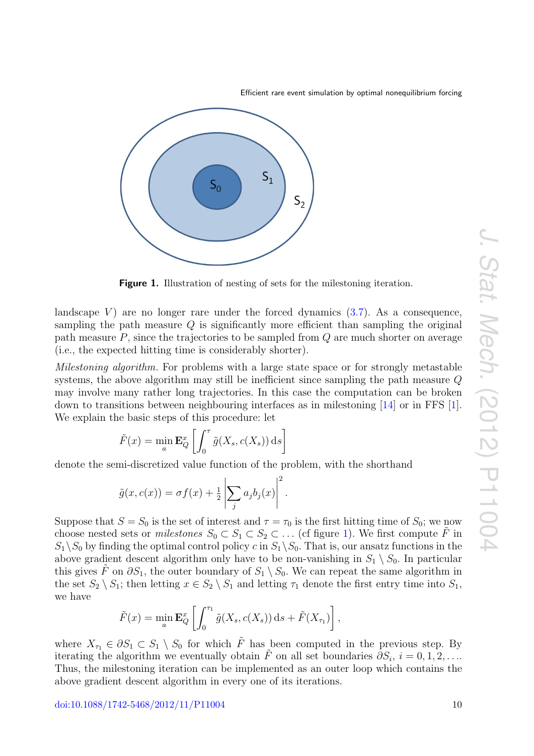**Figure 1.** Illustration of nesting of sets for the milestoning iteration.

landscape $V$) are no longer rare under the forced dynamics (3.7). As a consequence, sampling the path measure $Q$ is significantly more efficient than sampling the original path measure $P$, since the trajectories to be sampled from $Q$ are much shorter on average (i.e., the expected hitting time is considerably shorter).

*Milestoning algorithm.* For problems with a large state space or for strongly metastable systems, the above algorithm may still be inefficient since sampling the path measure $Q$ may involve many rather long trajectories. In this case the computation can be broken down to transitions between neighbouring interfaces as in milestoning [14] or in FFS [1]. We explain the basic steps of this procedure: let

$$\tilde{F}(x) = \min_{a} \mathbf{E}_Q^x \left[ \int_0^\tau \tilde{g}(X_s, c(X_s))\, \mathrm{d}s \right]$$

denote the semi-discretized value function of the problem, with the shorthand

$$\tilde{g}(x, c(x)) = \sigma f(x) + \tfrac{1}{2} \left| \sum_j a_j b_j(x) \right|^2 .$$

Suppose that $S = S_0$ is the set of interest and $\tau = \tau_0$ is the first hitting time of $S_0$; we now choose nested sets or *milestones* $S_0 \subset S_1 \subset S_2 \subset \ldots$ (cf figure 1). We first compute $\tilde{F}$ in $S_1 \backslash S_0$ by finding the optimal control policy $c$ in $S_1 \backslash S_0$. That is, our ansatz functions in the above gradient descent algorithm only have to be non-vanishing in $S_1 \setminus S_0$. In particular this gives $\tilde{F}$ on $\partial S_1$, the outer boundary of $S_1 \setminus S_0$. We can repeat the same algorithm in the set $S_2 \setminus S_1$; then letting $x \in S_2 \setminus S_1$ and letting $\tau_1$ denote the first entry time into $S_1$, we have

$$\tilde{F}(x) = \min_{a} \mathbf{E}_Q^x \left[ \int_0^{\tau_1} \tilde{g}(X_s, c(X_s))\, \mathrm{d}s + \tilde{F}(X_{\tau_1}) \right],$$

where $X_{\tau_1} \in \partial S_1 \subset S_1 \setminus S_0$ for which $\tilde{F}$ has been computed in the previous step. By iterating the algorithm we eventually obtain $\tilde{F}$ on all set boundaries $\partial S_i$, $i = 0, 1, 2, \ldots$. Thus, the milestoning iteration can be implemented as an outer loop which contains the above gradient descent algorithm in every one of its iterations.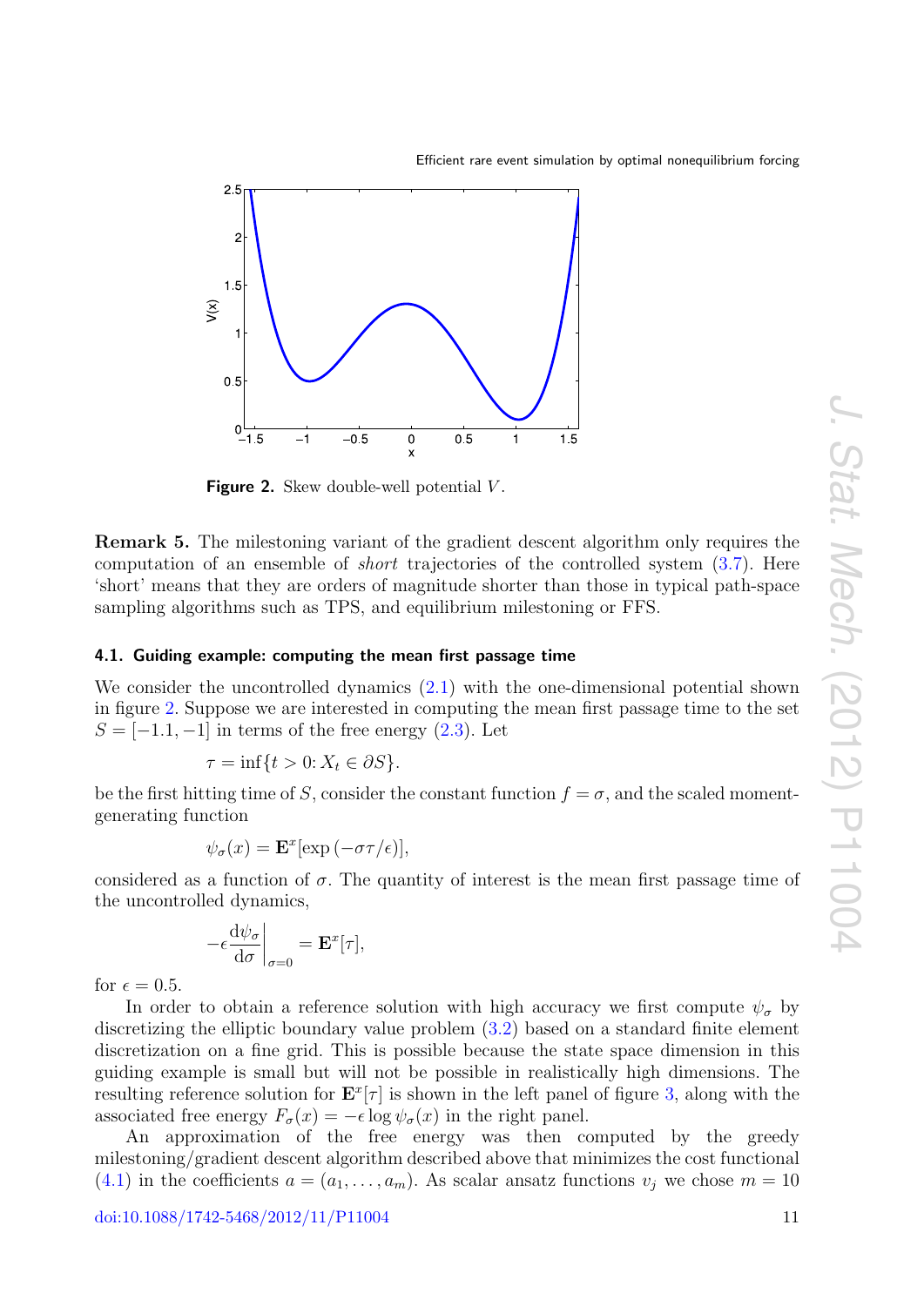Figure 2. Skew double-well potential $V$.

**Remark 5.** The milestoning variant of the gradient descent algorithm only requires the computation of an ensemble of *short* trajectories of the controlled system (3.7). Here 'short' means that they are orders of magnitude shorter than those in typical path-space sampling algorithms such as TPS, and equilibrium milestoning or FFS.

### 4.1. Guiding example: computing the mean first passage time

We consider the uncontrolled dynamics (2.1) with the one-dimensional potential shown in figure 2. Suppose we are interested in computing the mean first passage time to the set $S = [-1.1, -1]$ in terms of the free energy (2.3). Let

$$\tau = \inf\{t > 0 \colon X_t \in \partial S\}.$$

be the first hitting time of $S$, consider the constant function $f = \sigma$, and the scaled moment-generating function

$$\psi_\sigma(x) = \mathbf{E}^x[\exp(-\sigma\tau/\epsilon)],$$

considered as a function of $\sigma$. The quantity of interest is the mean first passage time of the uncontrolled dynamics,

$$-\epsilon \frac{\mathrm{d}\psi_\sigma}{\mathrm{d}\sigma}\bigg|_{\sigma=0} = \mathbf{E}^x[\tau],$$

for $\epsilon = 0.5$.

In order to obtain a reference solution with high accuracy we first compute $\psi_\sigma$ by discretizing the elliptic boundary value problem (3.2) based on a standard finite element discretization on a fine grid. This is possible because the state space dimension in this guiding example is small but will not be possible in realistically high dimensions. The resulting reference solution for $\mathbf{E}^x[\tau]$ is shown in the left panel of figure 3, along with the associated free energy $F_\sigma(x) = -\epsilon \log \psi_\sigma(x)$ in the right panel.

An approximation of the free energy was then computed by the greedy milestoning/gradient descent algorithm described above that minimizes the cost functional (4.1) in the coefficients $a = (a_1, \ldots, a_m)$. As scalar ansatz functions $v_j$ we chose $m = 10$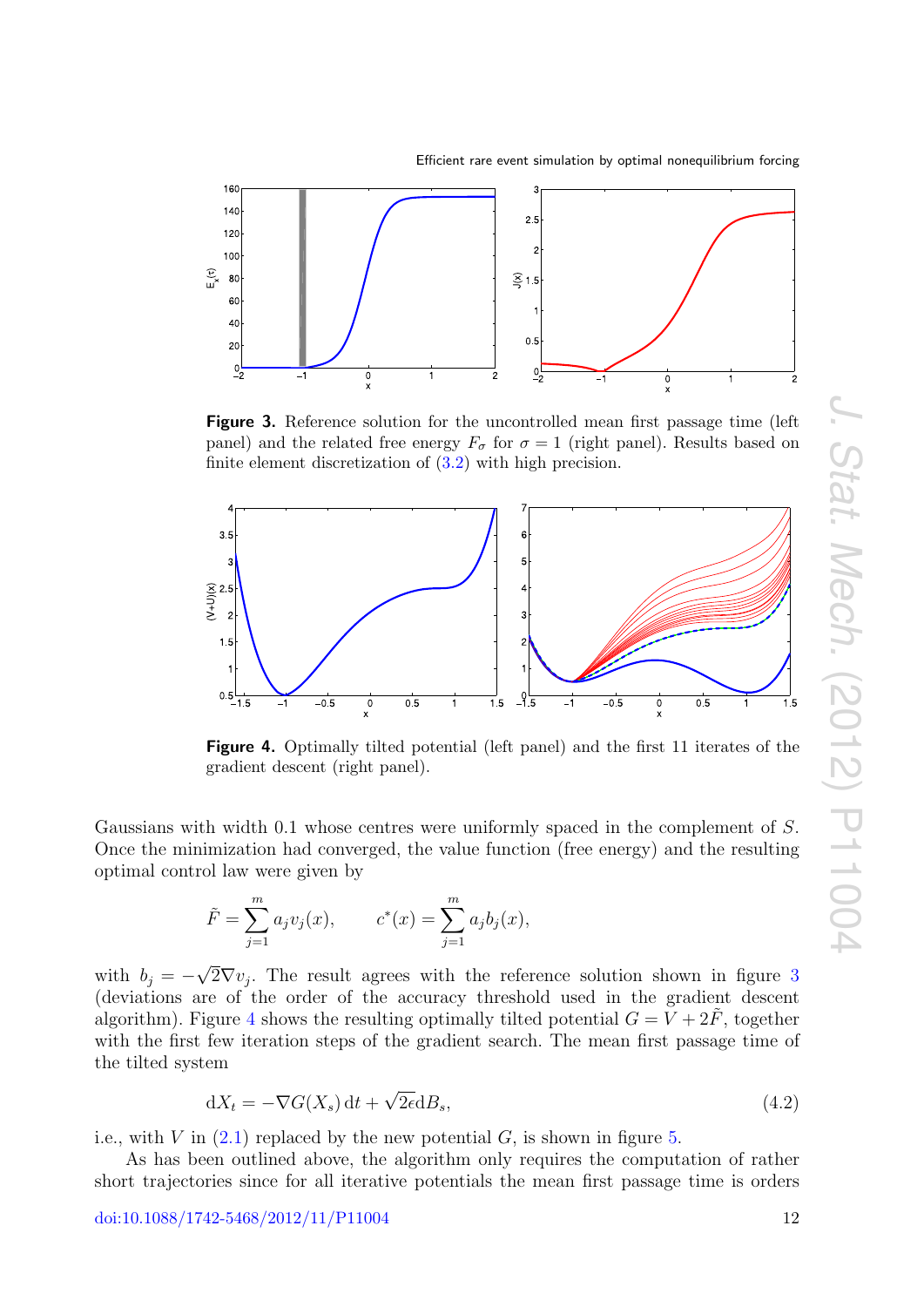**Figure 3.** Reference solution for the uncontrolled mean first passage time (left panel) and the related free energy $F_\sigma$ for $\sigma = 1$ (right panel). Results based on finite element discretization of (3.2) with high precision.

**Figure 4.** Optimally tilted potential (left panel) and the first 11 iterates of the gradient descent (right panel).

Gaussians with width 0.1 whose centres were uniformly spaced in the complement of $S$. Once the minimization had converged, the value function (free energy) and the resulting optimal control law were given by

$$\tilde{F} = \sum_{j=1}^{m} a_j v_j(x), \qquad c^*(x) = \sum_{j=1}^{m} a_j b_j(x),$$

with $b_j = -\sqrt{2}\nabla v_j$. The result agrees with the reference solution shown in figure 3 (deviations are of the order of the accuracy threshold used in the gradient descent algorithm). Figure 4 shows the resulting optimally tilted potential $G = V + 2\tilde{F}$, together with the first few iteration steps of the gradient search. The mean first passage time of the tilted system

$$\mathrm{d}X_t = -\nabla G(X_s)\,\mathrm{d}t + \sqrt{2\epsilon}\mathrm{d}B_s, \tag{4.2}$$

i.e., with $V$ in (2.1) replaced by the new potential $G$, is shown in figure 5.

As has been outlined above, the algorithm only requires the computation of rather short trajectories since for all iterative potentials the mean first passage time is orders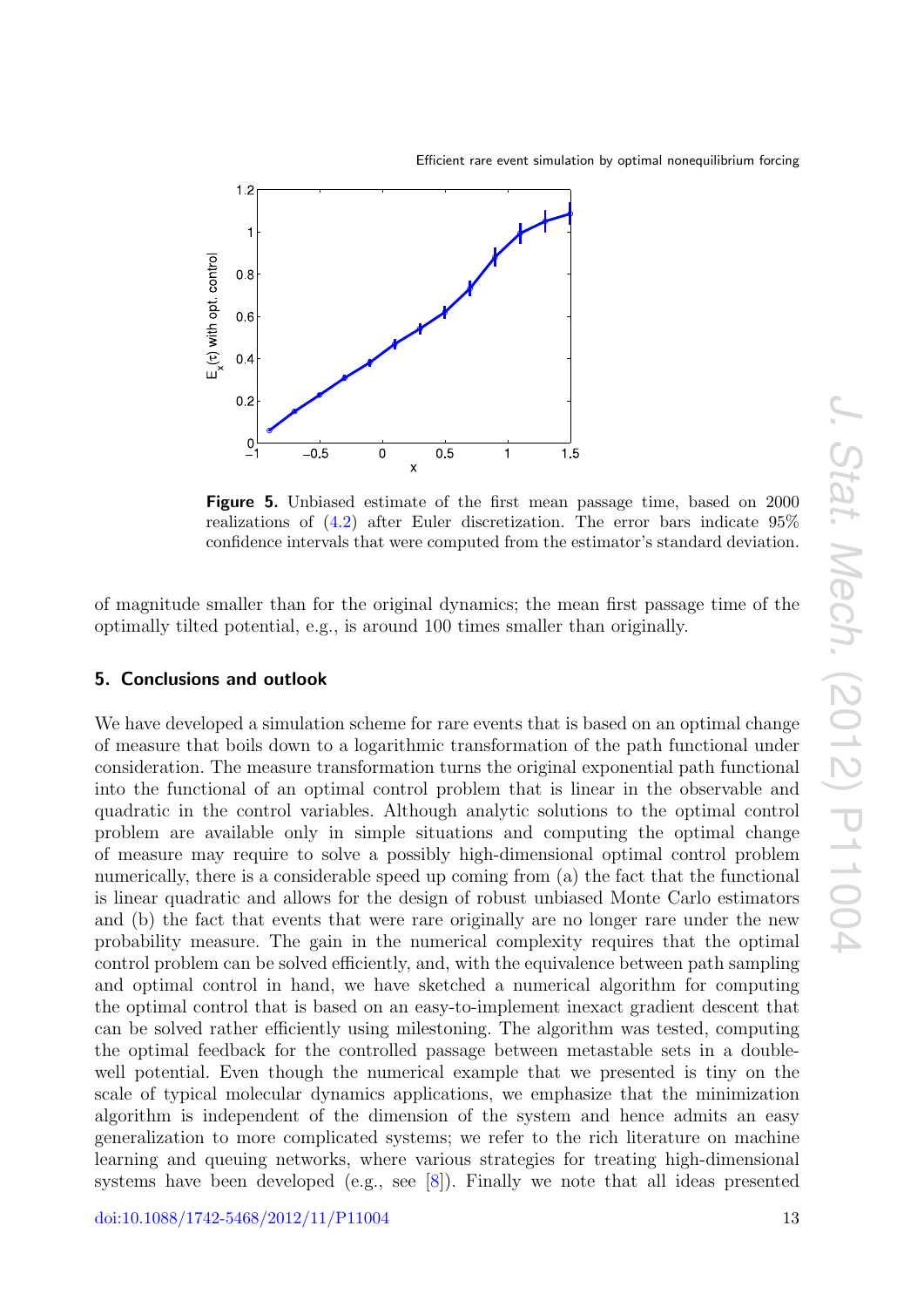**Figure 5.** Unbiased estimate of the first mean passage time, based on 2000 realizations of (4.2) after Euler discretization. The error bars indicate 95% confidence intervals that were computed from the estimator's standard deviation.

of magnitude smaller than for the original dynamics; the mean first passage time of the optimally tilted potential, e.g., is around 100 times smaller than originally.

## 5. Conclusions and outlook

We have developed a simulation scheme for rare events that is based on an optimal change of measure that boils down to a logarithmic transformation of the path functional under consideration. The measure transformation turns the original exponential path functional into the functional of an optimal control problem that is linear in the observable and quadratic in the control variables. Although analytic solutions to the optimal control problem are available only in simple situations and computing the optimal change of measure may require to solve a possibly high-dimensional optimal control problem numerically, there is a considerable speed up coming from (a) the fact that the functional is linear quadratic and allows for the design of robust unbiased Monte Carlo estimators and (b) the fact that events that were rare originally are no longer rare under the new probability measure. The gain in the numerical complexity requires that the optimal control problem can be solved efficiently, and, with the equivalence between path sampling and optimal control in hand, we have sketched a numerical algorithm for computing the optimal control that is based on an easy-to-implement inexact gradient descent that can be solved rather efficiently using milestoning. The algorithm was tested, computing the optimal feedback for the controlled passage between metastable sets in a double-well potential. Even though the numerical example that we presented is tiny on the scale of typical molecular dynamics applications, we emphasize that the minimization algorithm is independent of the dimension of the system and hence admits an easy generalization to more complicated systems; we refer to the rich literature on machine learning and queuing networks, where various strategies for treating high-dimensional systems have been developed (e.g., see [8]). Finally we note that all ideas presented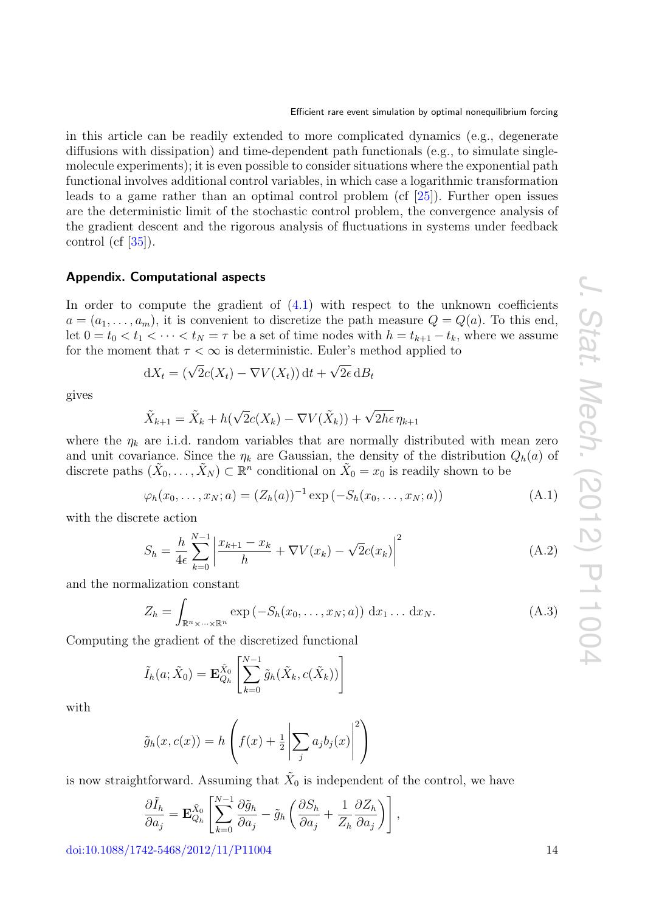in this article can be readily extended to more complicated dynamics (e.g., degenerate diffusions with dissipation) and time-dependent path functionals (e.g., to simulate single-molecule experiments); it is even possible to consider situations where the exponential path functional involves additional control variables, in which case a logarithmic transformation leads to a game rather than an optimal control problem (cf [25]). Further open issues are the deterministic limit of the stochastic control problem, the convergence analysis of the gradient descent and the rigorous analysis of fluctuations in systems under feedback control (cf [35]).

## Appendix. Computational aspects

In order to compute the gradient of (4.1) with respect to the unknown coefficients $a = (a_1, \ldots, a_m)$, it is convenient to discretize the path measure $Q = Q(a)$. To this end, let $0 = t_0 < t_1 < \cdots < t_N = \tau$ be a set of time nodes with $h = t_{k+1} - t_k$, where we assume for the moment that $\tau < \infty$ is deterministic. Euler's method applied to

$$\mathrm{d}X_t = (\sqrt{2}c(X_t) - \nabla V(X_t))\,\mathrm{d}t + \sqrt{2\epsilon}\,\mathrm{d}B_t$$

gives

$$\tilde{X}_{k+1} = \tilde{X}_k + h(\sqrt{2}c(X_k) - \nabla V(\tilde{X}_k)) + \sqrt{2h\epsilon}\,\eta_{k+1}$$

where the $\eta_k$ are i.i.d. random variables that are normally distributed with mean zero and unit covariance. Since the $\eta_k$ are Gaussian, the density of the distribution $Q_h(a)$ of discrete paths $(\tilde{X}_0, \ldots, \tilde{X}_N) \subset \mathbb{R}^n$ conditional on $\tilde{X}_0 = x_0$ is readily shown to be

$$\varphi_h(x_0, \ldots, x_N; a) = (Z_h(a))^{-1} \exp\left(-S_h(x_0, \ldots, x_N; a)\right) \tag{A.1}$$

with the discrete action

$$S_h = \frac{h}{4\epsilon} \sum_{k=0}^{N-1} \left| \frac{x_{k+1} - x_k}{h} + \nabla V(x_k) - \sqrt{2}c(x_k) \right|^2 \tag{A.2}$$

and the normalization constant

$$Z_h = \int_{\mathbb{R}^n \times \cdots \times \mathbb{R}^n} \exp\left(-S_h(x_0, \ldots, x_N; a)\right)\,\mathrm{d}x_1 \ldots \mathrm{d}x_N. \tag{A.3}$$

Computing the gradient of the discretized functional

$$\tilde{I}_h(a; \tilde{X}_0) = \mathbf{E}_{Q_h}^{\tilde{X}_0}\left[\sum_{k=0}^{N-1} \tilde{g}_h(\tilde{X}_k, c(\tilde{X}_k))\right]$$

with

$$\tilde{g}_h(x, c(x)) = h\left(f(x) + \tfrac{1}{2}\left|\sum_j a_j b_j(x)\right|^2\right)$$

is now straightforward. Assuming that $\tilde{X}_0$ is independent of the control, we have

$$\frac{\partial \tilde{I}_h}{\partial a_j} = \mathbf{E}_{Q_h}^{\tilde{X}_0}\left[\sum_{k=0}^{N-1} \frac{\partial \tilde{g}_h}{\partial a_j} - \tilde{g}_h\left(\frac{\partial S_h}{\partial a_j} + \frac{1}{Z_h}\frac{\partial Z_h}{\partial a_j}\right)\right],$$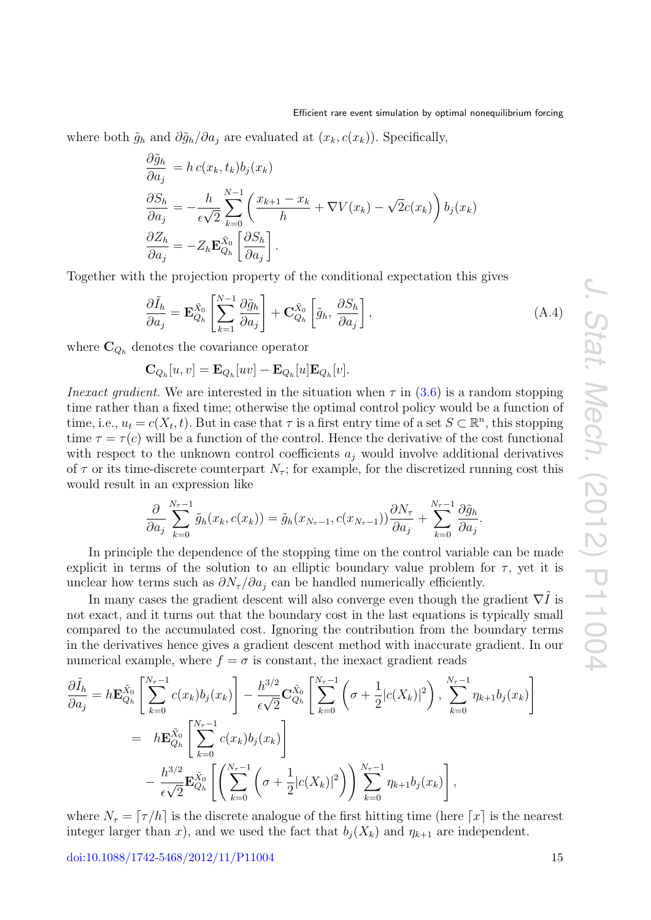where both $\tilde{g}_h$ and $\partial\tilde{g}_h/\partial a_j$ are evaluated at $(x_k, c(x_k))$. Specifically,

$$
\begin{aligned}
\frac{\partial \tilde{g}_h}{\partial a_j} &= h\, c(x_k, t_k) b_j(x_k) \\
\frac{\partial S_h}{\partial a_j} &= -\frac{h}{\epsilon\sqrt{2}} \sum_{k=0}^{N-1} \left( \frac{x_{k+1} - x_k}{h} + \nabla V(x_k) - \sqrt{2} c(x_k) \right) b_j(x_k) \\
\frac{\partial Z_h}{\partial a_j} &= -Z_h \mathbf{E}_{Q_h}^{\tilde{X}_0}\left[ \frac{\partial S_h}{\partial a_j} \right].
\end{aligned}
$$

Together with the projection property of the conditional expectation this gives

$$
\frac{\partial \tilde{I}_h}{\partial a_j} = \mathbf{E}_{Q_h}^{\tilde{X}_0}\left[ \sum_{k=1}^{N-1} \frac{\partial \tilde{g}_h}{\partial a_j} \right] + \mathbf{C}_{Q_h}^{\tilde{X}_0}\left[ \tilde{g}_h,\, \frac{\partial S_h}{\partial a_j} \right], \tag{A.4}
$$

where $\mathbf{C}_{Q_h}$ denotes the covariance operator

$$
\mathbf{C}_{Q_h}[u, v] = \mathbf{E}_{Q_h}[uv] - \mathbf{E}_{Q_h}[u]\mathbf{E}_{Q_h}[v].
$$

*Inexact gradient.* We are interested in the situation when $\tau$ in (3.6) is a random stopping time rather than a fixed time; otherwise the optimal control policy would be a function of time, i.e., $u_t = c(X_t, t)$. But in case that $\tau$ is a first entry time of a set $S \subset \mathbb{R}^n$, this stopping time $\tau = \tau(c)$ will be a function of the control. Hence the derivative of the cost functional with respect to the unknown control coefficients $a_j$ would involve additional derivatives of $\tau$ or its time-discrete counterpart $N_\tau$; for example, for the discretized running cost this would result in an expression like

$$
\frac{\partial}{\partial a_j} \sum_{k=0}^{N_\tau - 1} \tilde{g}_h(x_k, c(x_k)) = \tilde{g}_h(x_{N_\tau - 1}, c(x_{N_\tau - 1})) \frac{\partial N_\tau}{\partial a_j} + \sum_{k=0}^{N_\tau - 1} \frac{\partial \tilde{g}_h}{\partial a_j}.
$$

In principle the dependence of the stopping time on the control variable can be made explicit in terms of the solution to an elliptic boundary value problem for $\tau$, yet it is unclear how terms such as $\partial N_\tau/\partial a_j$ can be handled numerically efficiently.

In many cases the gradient descent will also converge even though the gradient $\nabla\tilde{I}$ is not exact, and it turns out that the boundary cost in the last equations is typically small compared to the accumulated cost. Ignoring the contribution from the boundary terms in the derivatives hence gives a gradient descent method with inaccurate gradient. In our numerical example, where $f = \sigma$ is constant, the inexact gradient reads

$$
\begin{aligned}
\frac{\partial \tilde{I}_h}{\partial a_j} &= h\mathbf{E}_{Q_h}^{\tilde{X}_0}\left[ \sum_{k=0}^{N_\tau - 1} c(x_k) b_j(x_k) \right] - \frac{h^{3/2}}{\epsilon\sqrt{2}} \mathbf{C}_{Q_h}^{\tilde{X}_0}\left[ \sum_{k=0}^{N_\tau - 1} \left( \sigma + \frac{1}{2}|c(X_k)|^2 \right),\, \sum_{k=0}^{N_\tau - 1} \eta_{k+1} b_j(x_k) \right] \\
&= \; h\mathbf{E}_{Q_h}^{\tilde{X}_0}\left[ \sum_{k=0}^{N_\tau - 1} c(x_k) b_j(x_k) \right] \\
&\quad - \frac{h^{3/2}}{\epsilon\sqrt{2}} \mathbf{E}_{Q_h}^{\tilde{X}_0}\left[ \left( \sum_{k=0}^{N_\tau - 1} \left( \sigma + \frac{1}{2}|c(X_k)|^2 \right) \right) \sum_{k=0}^{N_\tau - 1} \eta_{k+1} b_j(x_k) \right],
\end{aligned}
$$

where $N_\tau = \lceil \tau/h \rceil$ is the discrete analogue of the first hitting time (here $\lceil x \rceil$ is the nearest integer larger than $x$), and we used the fact that $b_j(X_k)$ and $\eta_{k+1}$ are independent.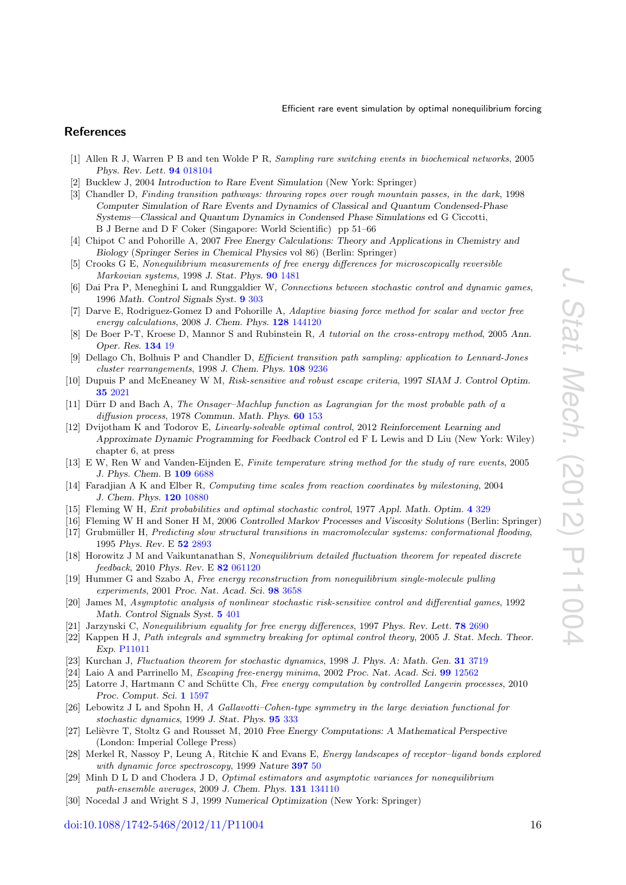## References

[1] Allen R J, Warren P B and ten Wolde P R, *Sampling rare switching events in biochemical networks*, 2005 *Phys. Rev. Lett.* **94** 018104

[2] Bucklew J, 2004 *Introduction to Rare Event Simulation* (New York: Springer)

[3] Chandler D, *Finding transition pathways: throwing ropes over rough mountain passes, in the dark*, 1998 *Computer Simulation of Rare Events and Dynamics of Classical and Quantum Condensed-Phase Systems—Classical and Quantum Dynamics in Condensed Phase Simulations* ed G Ciccotti, B J Berne and D F Coker (Singapore: World Scientific) pp 51–66

[4] Chipot C and Pohorille A, 2007 *Free Energy Calculations: Theory and Applications in Chemistry and Biology* (*Springer Series in Chemical Physics* vol 86) (Berlin: Springer)

[5] Crooks G E, *Nonequilibrium measurements of free energy differences for microscopically reversible Markovian systems*, 1998 *J. Stat. Phys.* **90** 1481

[6] Dai Pra P, Meneghini L and Runggaldier W, *Connections between stochastic control and dynamic games*, 1996 *Math. Control Signals Syst.* **9** 303

[7] Darve E, Rodriguez-Gomez D and Pohorille A, *Adaptive biasing force method for scalar and vector free energy calculations*, 2008 *J. Chem. Phys.* **128** 144120

[8] De Boer P-T, Kroese D, Mannor S and Rubinstein R, *A tutorial on the cross-entropy method*, 2005 *Ann. Oper. Res.* **134** 19

[9] Dellago Ch, Bolhuis P and Chandler D, *Efficient transition path sampling: application to Lennard-Jones cluster rearrangements*, 1998 *J. Chem. Phys.* **108** 9236

[10] Dupuis P and McEneaney W M, *Risk-sensitive and robust escape criteria*, 1997 *SIAM J. Control Optim.* **35** 2021

[11] Dürr D and Bach A, *The Onsager–Machlup function as Lagrangian for the most probable path of a diffusion process*, 1978 *Commun. Math. Phys.* **60** 153

[12] Dvijotham K and Todorov E, *Linearly-solvable optimal control*, 2012 *Reinforcement Learning and Approximate Dynamic Programming for Feedback Control* ed F L Lewis and D Liu (New York: Wiley) chapter 6, at press

[13] E W, Ren W and Vanden-Eijnden E, *Finite temperature string method for the study of rare events*, 2005 *J. Phys. Chem.* B **109** 6688

[14] Faradjian A K and Elber R, *Computing time scales from reaction coordinates by milestoning*, 2004 *J. Chem. Phys.* **120** 10880

[15] Fleming W H, *Exit probabilities and optimal stochastic control*, 1977 *Appl. Math. Optim.* **4** 329

[16] Fleming W H and Soner H M, 2006 *Controlled Markov Processes and Viscosity Solutions* (Berlin: Springer)

[17] Grubmüller H, *Predicting slow structural transitions in macromolecular systems: conformational flooding*, 1995 *Phys. Rev.* E **52** 2893

[18] Horowitz J M and Vaikuntanathan S, *Nonequilibrium detailed fluctuation theorem for repeated discrete feedback*, 2010 *Phys. Rev.* E **82** 061120

[19] Hummer G and Szabo A, *Free energy reconstruction from nonequilibrium single-molecule pulling experiments*, 2001 *Proc. Nat. Acad. Sci.* **98** 3658

[20] James M, *Asymptotic analysis of nonlinear stochastic risk-sensitive control and differential games*, 1992 *Math. Control Signals Syst.* **5** 401

[21] Jarzynski C, *Nonequilibrium equality for free energy differences*, 1997 *Phys. Rev. Lett.* **78** 2690

[22] Kappen H J, *Path integrals and symmetry breaking for optimal control theory*, 2005 *J. Stat. Mech. Theor. Exp.* P11011

[23] Kurchan J, *Fluctuation theorem for stochastic dynamics*, 1998 *J. Phys. A: Math. Gen.* **31** 3719

[24] Laio A and Parrinello M, *Escaping free-energy minima*, 2002 *Proc. Nat. Acad. Sci.* **99** 12562

[25] Latorre J, Hartmann C and Schütte Ch, *Free energy computation by controlled Langevin processes*, 2010 *Proc. Comput. Sci.* **1** 1597

[26] Lebowitz J L and Spohn H, *A Gallavotti–Cohen-type symmetry in the large deviation functional for stochastic dynamics*, 1999 *J. Stat. Phys.* **95** 333

[27] Lelièvre T, Stoltz G and Rousset M, 2010 *Free Energy Computations: A Mathematical Perspective* (London: Imperial College Press)

[28] Merkel R, Nassoy P, Leung A, Ritchie K and Evans E, *Energy landscapes of receptor–ligand bonds explored with dynamic force spectroscopy*, 1999 *Nature* **397** 50

[29] Minh D L D and Chodera J D, *Optimal estimators and asymptotic variances for nonequilibrium path-ensemble averages*, 2009 *J. Chem. Phys.* **131** 134110

[30] Nocedal J and Wright S J, 1999 *Numerical Optimization* (New York: Springer)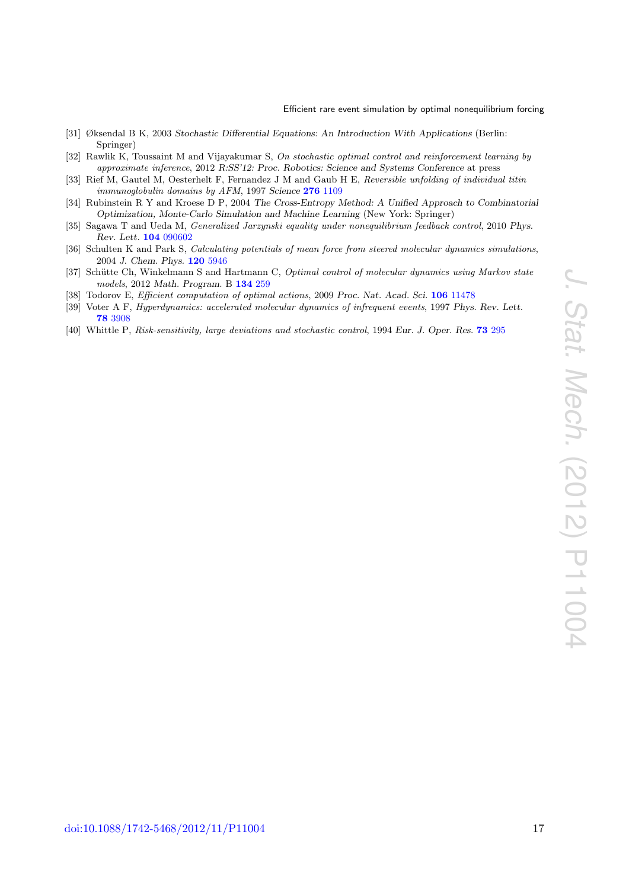[31] Øksendal B K, 2003 *Stochastic Differential Equations: An Introduction With Applications* (Berlin: Springer)

[32] Rawlik K, Toussaint M and Vijayakumar S, *On stochastic optimal control and reinforcement learning by approximate inference*, 2012 *R:SS'12: Proc. Robotics: Science and Systems Conference* at press

[33] Rief M, Gautel M, Oesterhelt F, Fernandez J M and Gaub H E, *Reversible unfolding of individual titin immunoglobulin domains by AFM*, 1997 *Science* **276** 1109

[34] Rubinstein R Y and Kroese D P, 2004 *The Cross-Entropy Method: A Unified Approach to Combinatorial Optimization, Monte-Carlo Simulation and Machine Learning* (New York: Springer)

[35] Sagawa T and Ueda M, *Generalized Jarzynski equality under nonequilibrium feedback control*, 2010 *Phys. Rev. Lett.* **104** 090602

[36] Schulten K and Park S, *Calculating potentials of mean force from steered molecular dynamics simulations*, 2004 *J. Chem. Phys.* **120** 5946

[37] Schütte Ch, Winkelmann S and Hartmann C, *Optimal control of molecular dynamics using Markov state models*, 2012 *Math. Program.* B **134** 259

[38] Todorov E, *Efficient computation of optimal actions*, 2009 *Proc. Nat. Acad. Sci.* **106** 11478

[39] Voter A F, *Hyperdynamics: accelerated molecular dynamics of infrequent events*, 1997 *Phys. Rev. Lett.* **78** 3908

[40] Whittle P, *Risk-sensitivity, large deviations and stochastic control*, 1994 *Eur. J. Oper. Res.* **73** 295